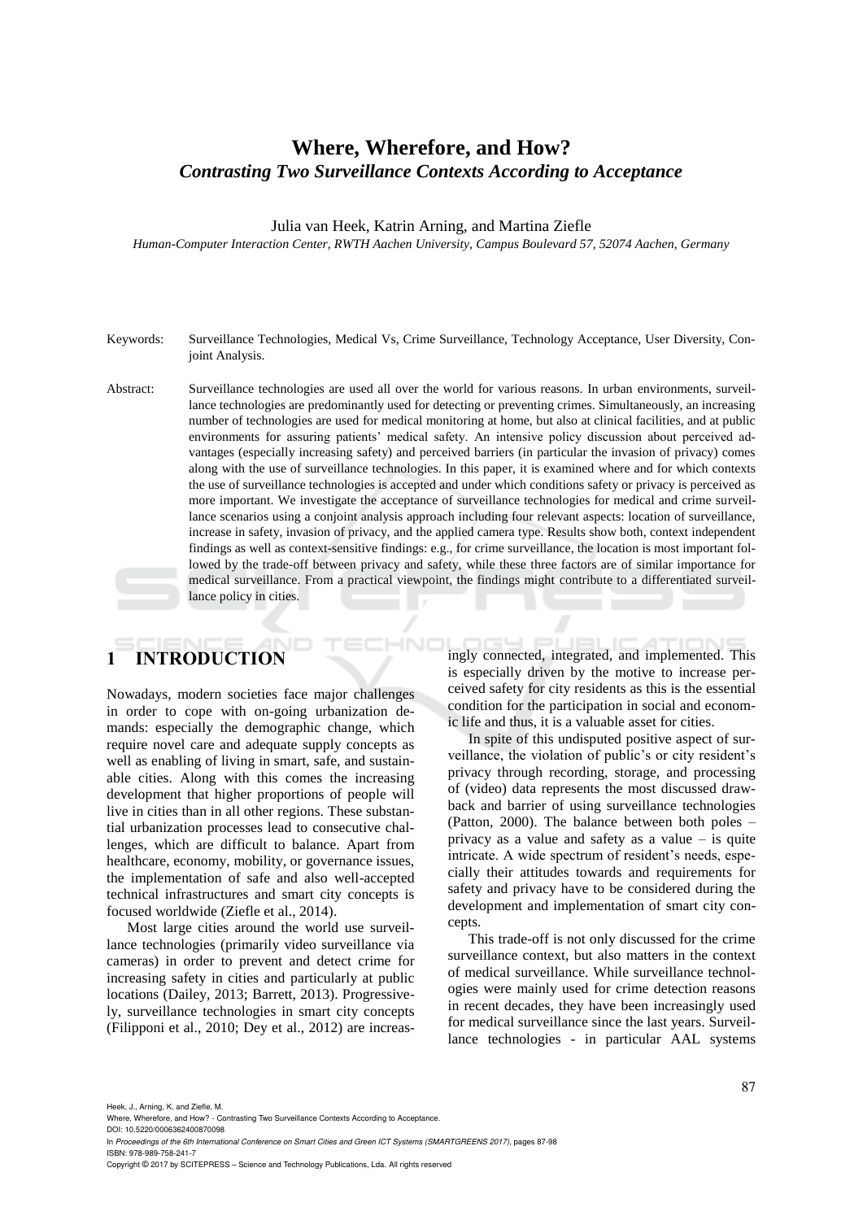# Where, Wherefore, and How?

## *Contrasting Two Surveillance Contexts According to Acceptance*

Julia van Heek, Katrin Arning, and Martina Ziefle

*Human-Computer Interaction Center, RWTH Aachen University, Campus Boulevard 57, 52074 Aachen, Germany*

Keywords: Surveillance Technologies, Medical Vs, Crime Surveillance, Technology Acceptance, User Diversity, Conjoint Analysis.

Abstract: Surveillance technologies are used all over the world for various reasons. In urban environments, surveillance technologies are predominantly used for detecting or preventing crimes. Simultaneously, an increasing number of technologies are used for medical monitoring at home, but also at clinical facilities, and at public environments for assuring patients' medical safety. An intensive policy discussion about perceived advantages (especially increasing safety) and perceived barriers (in particular the invasion of privacy) comes along with the use of surveillance technologies. In this paper, it is examined where and for which contexts the use of surveillance technologies is accepted and under which conditions safety or privacy is perceived as more important. We investigate the acceptance of surveillance technologies for medical and crime surveillance scenarios using a conjoint analysis approach including four relevant aspects: location of surveillance, increase in safety, invasion of privacy, and the applied camera type. Results show both, context independent findings as well as context-sensitive findings: e.g., for crime surveillance, the location is most important followed by the trade-off between privacy and safety, while these three factors are of similar importance for medical surveillance. From a practical viewpoint, the findings might contribute to a differentiated surveillance policy in cities.

## 1 INTRODUCTION

Nowadays, modern societies face major challenges in order to cope with on-going urbanization demands: especially the demographic change, which require novel care and adequate supply concepts as well as enabling of living in smart, safe, and sustainable cities. Along with this comes the increasing development that higher proportions of people will live in cities than in all other regions. These substantial urbanization processes lead to consecutive challenges, which are difficult to balance. Apart from healthcare, economy, mobility, or governance issues, the implementation of safe and also well-accepted technical infrastructures and smart city concepts is focused worldwide (Ziefle et al., 2014).

Most large cities around the world use surveillance technologies (primarily video surveillance via cameras) in order to prevent and detect crime for increasing safety in cities and particularly at public locations (Dailey, 2013; Barrett, 2013). Progressively, surveillance technologies in smart city concepts (Filipponi et al., 2010; Dey et al., 2012) are increasingly connected, integrated, and implemented. This is especially driven by the motive to increase perceived safety for city residents as this is the essential condition for the participation in social and economic life and thus, it is a valuable asset for cities.

In spite of this undisputed positive aspect of surveillance, the violation of public's or city resident's privacy through recording, storage, and processing of (video) data represents the most discussed drawback and barrier of using surveillance technologies (Patton, 2000). The balance between both poles – privacy as a value and safety as a value – is quite intricate. A wide spectrum of resident's needs, especially their attitudes towards and requirements for safety and privacy have to be considered during the development and implementation of smart city concepts.

This trade-off is not only discussed for the crime surveillance context, but also matters in the context of medical surveillance. While surveillance technologies were mainly used for crime detection reasons in recent decades, they have been increasingly used for medical surveillance since the last years. Surveillance technologies - in particular AAL systems

Heek, J., Arning, K. and Ziefle, M.
Where, Wherefore, and How? - Contrasting Two Surveillance Contexts According to Acceptance.
DOI: 10.5220/0006362400870098
In *Proceedings of the 6th International Conference on Smart Cities and Green ICT Systems (SMARTGREENS 2017)*, pages 87-98
ISBN: 978-989-758-241-7
Copyright © 2017 by SCITEPRESS – Science and Technology Publications, Lda. All rights reserved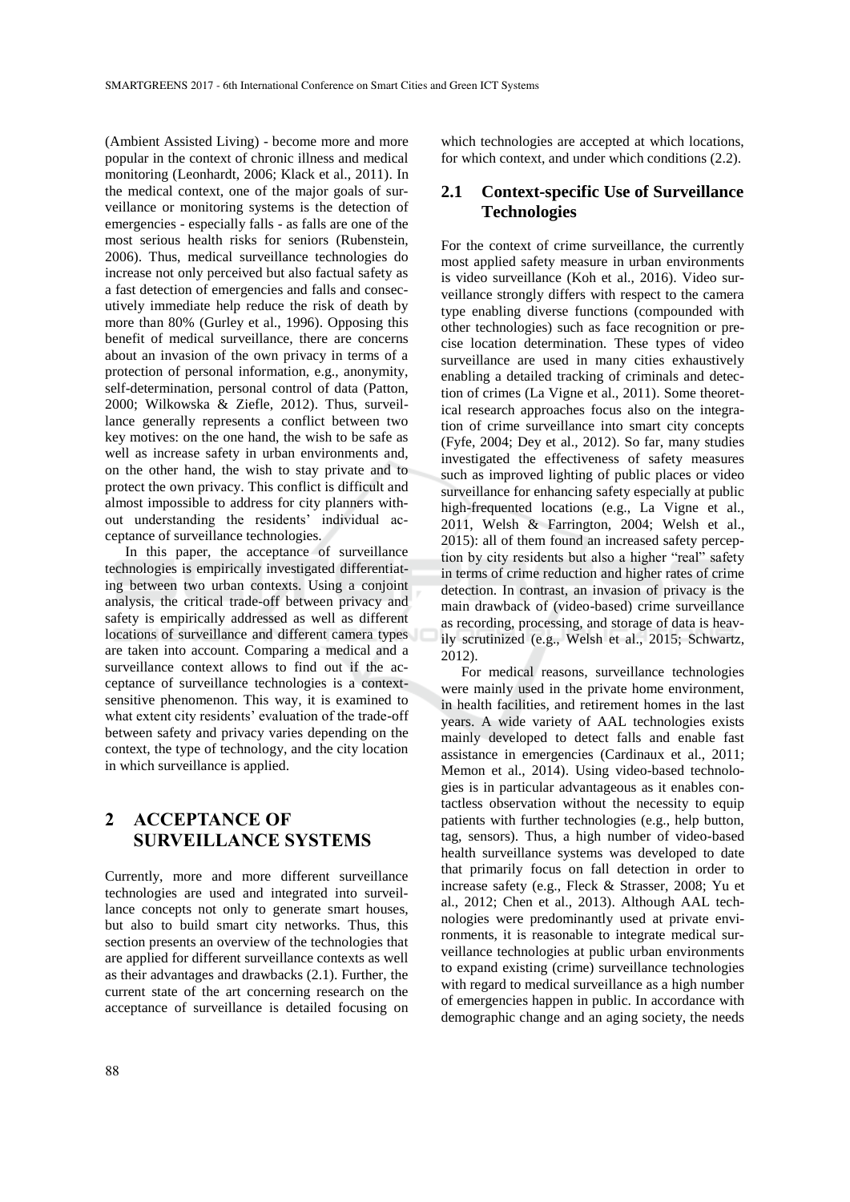(Ambient Assisted Living) - become more and more popular in the context of chronic illness and medical monitoring (Leonhardt, 2006; Klack et al., 2011). In the medical context, one of the major goals of surveillance or monitoring systems is the detection of emergencies - especially falls - as falls are one of the most serious health risks for seniors (Rubenstein, 2006). Thus, medical surveillance technologies do increase not only perceived but also factual safety as a fast detection of emergencies and falls and consecutively immediate help reduce the risk of death by more than 80% (Gurley et al., 1996). Opposing this benefit of medical surveillance, there are concerns about an invasion of the own privacy in terms of a protection of personal information, e.g., anonymity, self-determination, personal control of data (Patton, 2000; Wilkowska & Ziefle, 2012). Thus, surveillance generally represents a conflict between two key motives: on the one hand, the wish to be safe as well as increase safety in urban environments and, on the other hand, the wish to stay private and to protect the own privacy. This conflict is difficult and almost impossible to address for city planners without understanding the residents' individual acceptance of surveillance technologies.

In this paper, the acceptance of surveillance technologies is empirically investigated differentiating between two urban contexts. Using a conjoint analysis, the critical trade-off between privacy and safety is empirically addressed as well as different locations of surveillance and different camera types are taken into account. Comparing a medical and a surveillance context allows to find out if the acceptance of surveillance technologies is a context-sensitive phenomenon. This way, it is examined to what extent city residents' evaluation of the trade-off between safety and privacy varies depending on the context, the type of technology, and the city location in which surveillance is applied.

# 2 ACCEPTANCE OF SURVEILLANCE SYSTEMS

Currently, more and more different surveillance technologies are used and integrated into surveillance concepts not only to generate smart houses, but also to build smart city networks. Thus, this section presents an overview of the technologies that are applied for different surveillance contexts as well as their advantages and drawbacks (2.1). Further, the current state of the art concerning research on the acceptance of surveillance is detailed focusing on which technologies are accepted at which locations, for which context, and under which conditions (2.2).

## 2.1 Context-specific Use of Surveillance Technologies

For the context of crime surveillance, the currently most applied safety measure in urban environments is video surveillance (Koh et al., 2016). Video surveillance strongly differs with respect to the camera type enabling diverse functions (compounded with other technologies) such as face recognition or precise location determination. These types of video surveillance are used in many cities exhaustively enabling a detailed tracking of criminals and detection of crimes (La Vigne et al., 2011). Some theoretical research approaches focus also on the integration of crime surveillance into smart city concepts (Fyfe, 2004; Dey et al., 2012). So far, many studies investigated the effectiveness of safety measures such as improved lighting of public places or video surveillance for enhancing safety especially at public high-frequented locations (e.g., La Vigne et al., 2011, Welsh & Farrington, 2004; Welsh et al., 2015): all of them found an increased safety perception by city residents but also a higher "real" safety in terms of crime reduction and higher rates of crime detection. In contrast, an invasion of privacy is the main drawback of (video-based) crime surveillance as recording, processing, and storage of data is heavily scrutinized (e.g., Welsh et al., 2015; Schwartz, 2012).

For medical reasons, surveillance technologies were mainly used in the private home environment, in health facilities, and retirement homes in the last years. A wide variety of AAL technologies exists mainly developed to detect falls and enable fast assistance in emergencies (Cardinaux et al., 2011; Memon et al., 2014). Using video-based technologies is in particular advantageous as it enables contactless observation without the necessity to equip patients with further technologies (e.g., help button, tag, sensors). Thus, a high number of video-based health surveillance systems was developed to date that primarily focus on fall detection in order to increase safety (e.g., Fleck & Strasser, 2008; Yu et al., 2012; Chen et al., 2013). Although AAL technologies were predominantly used at private environments, it is reasonable to integrate medical surveillance technologies at public urban environments to expand existing (crime) surveillance technologies with regard to medical surveillance as a high number of emergencies happen in public. In accordance with demographic change and an aging society, the needs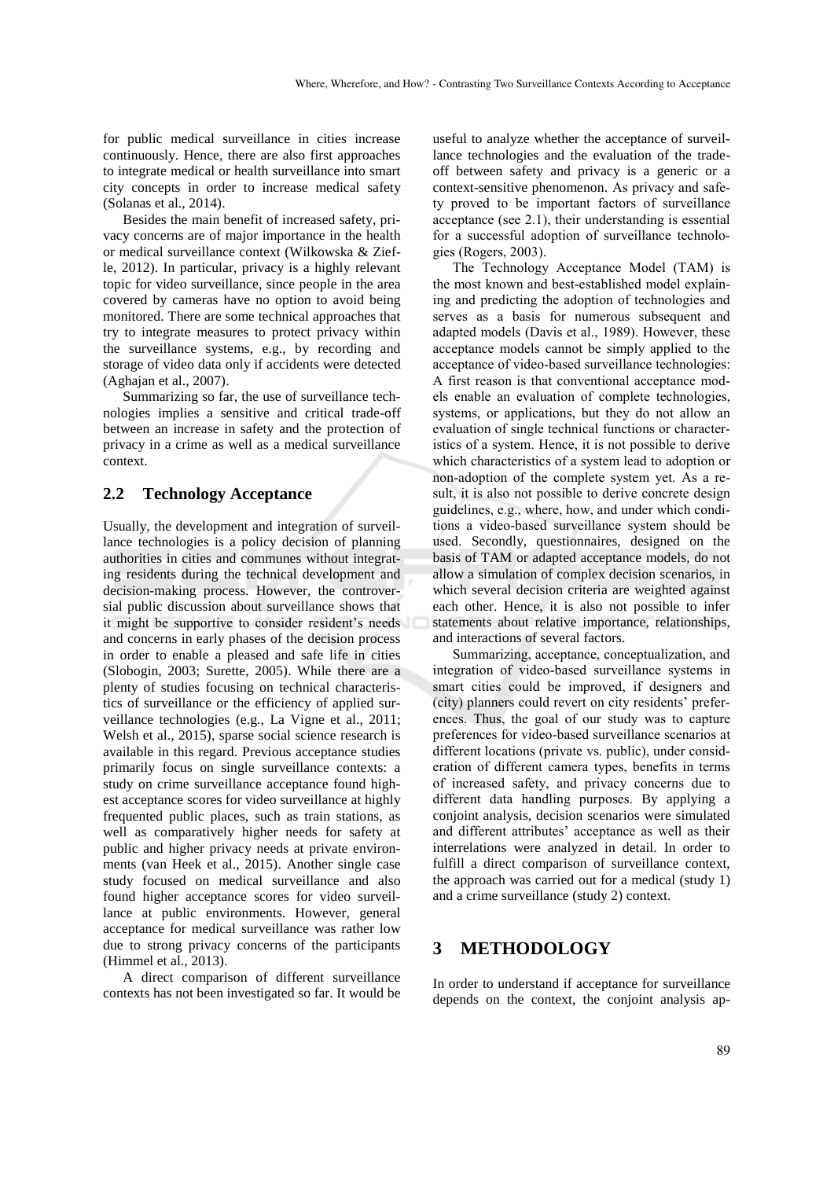for public medical surveillance in cities increase continuously. Hence, there are also first approaches to integrate medical or health surveillance into smart city concepts in order to increase medical safety (Solanas et al., 2014).

Besides the main benefit of increased safety, privacy concerns are of major importance in the health or medical surveillance context (Wilkowska & Ziefle, 2012). In particular, privacy is a highly relevant topic for video surveillance, since people in the area covered by cameras have no option to avoid being monitored. There are some technical approaches that try to integrate measures to protect privacy within the surveillance systems, e.g., by recording and storage of video data only if accidents were detected (Aghajan et al., 2007).

Summarizing so far, the use of surveillance technologies implies a sensitive and critical trade-off between an increase in safety and the protection of privacy in a crime as well as a medical surveillance context.

## 2.2 Technology Acceptance

Usually, the development and integration of surveillance technologies is a policy decision of planning authorities in cities and communes without integrating residents during the technical development and decision-making process. However, the controversial public discussion about surveillance shows that it might be supportive to consider resident's needs and concerns in early phases of the decision process in order to enable a pleased and safe life in cities (Slobogin, 2003; Surette, 2005). While there are a plenty of studies focusing on technical characteristics of surveillance or the efficiency of applied surveillance technologies (e.g., La Vigne et al., 2011; Welsh et al., 2015), sparse social science research is available in this regard. Previous acceptance studies primarily focus on single surveillance contexts: a study on crime surveillance acceptance found highest acceptance scores for video surveillance at highly frequented public places, such as train stations, as well as comparatively higher needs for safety at public and higher privacy needs at private environments (van Heek et al., 2015). Another single case study focused on medical surveillance and also found higher acceptance scores for video surveillance at public environments. However, general acceptance for medical surveillance was rather low due to strong privacy concerns of the participants (Himmel et al., 2013).

A direct comparison of different surveillance contexts has not been investigated so far. It would be useful to analyze whether the acceptance of surveillance technologies and the evaluation of the trade-off between safety and privacy is a generic or a context-sensitive phenomenon. As privacy and safety proved to be important factors of surveillance acceptance (see 2.1), their understanding is essential for a successful adoption of surveillance technologies (Rogers, 2003).

The Technology Acceptance Model (TAM) is the most known and best-established model explaining and predicting the adoption of technologies and serves as a basis for numerous subsequent and adapted models (Davis et al., 1989). However, these acceptance models cannot be simply applied to the acceptance of video-based surveillance technologies: A first reason is that conventional acceptance models enable an evaluation of complete technologies, systems, or applications, but they do not allow an evaluation of single technical functions or characteristics of a system. Hence, it is not possible to derive which characteristics of a system lead to adoption or non-adoption of the complete system yet. As a result, it is also not possible to derive concrete design guidelines, e.g., where, how, and under which conditions a video-based surveillance system should be used. Secondly, questionnaires, designed on the basis of TAM or adapted acceptance models, do not allow a simulation of complex decision scenarios, in which several decision criteria are weighted against each other. Hence, it is also not possible to infer statements about relative importance, relationships, and interactions of several factors.

Summarizing, acceptance, conceptualization, and integration of video-based surveillance systems in smart cities could be improved, if designers and (city) planners could revert on city residents' preferences. Thus, the goal of our study was to capture preferences for video-based surveillance scenarios at different locations (private vs. public), under consideration of different camera types, benefits in terms of increased safety, and privacy concerns due to different data handling purposes. By applying a conjoint analysis, decision scenarios were simulated and different attributes' acceptance as well as their interrelations were analyzed in detail. In order to fulfill a direct comparison of surveillance context, the approach was carried out for a medical (study 1) and a crime surveillance (study 2) context.

# 3 METHODOLOGY

In order to understand if acceptance for surveillance depends on the context, the conjoint analysis ap-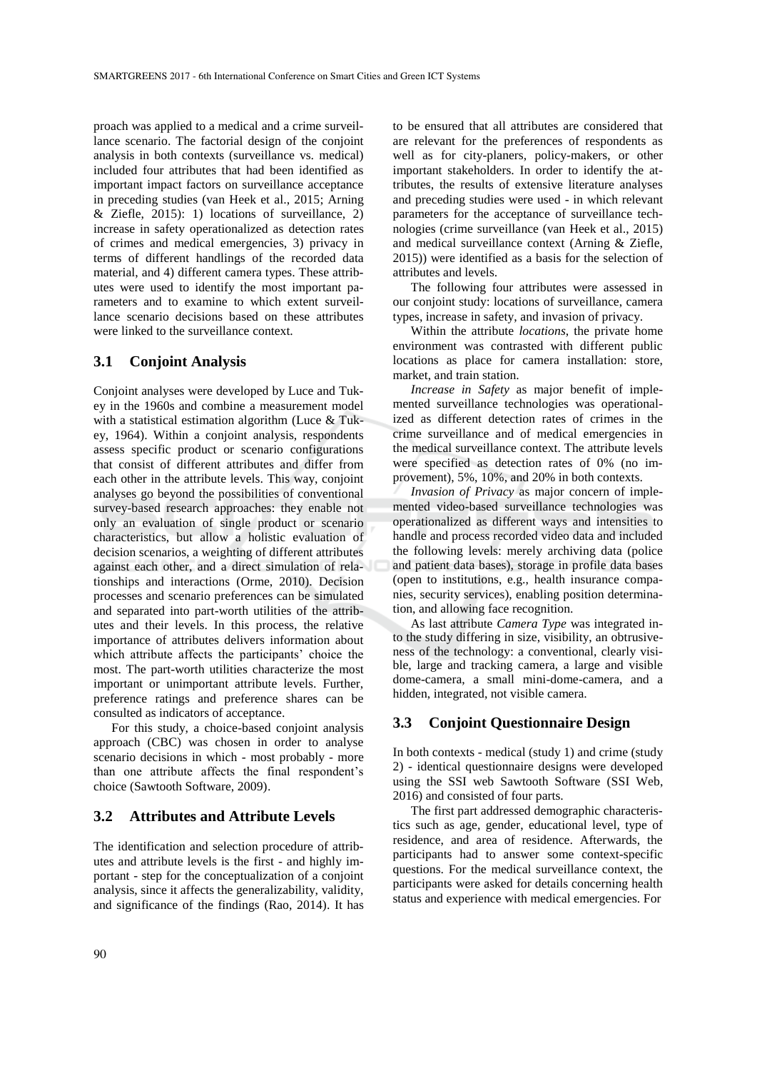proach was applied to a medical and a crime surveillance scenario. The factorial design of the conjoint analysis in both contexts (surveillance vs. medical) included four attributes that had been identified as important impact factors on surveillance acceptance in preceding studies (van Heek et al., 2015; Arning & Ziefle, 2015): 1) locations of surveillance, 2) increase in safety operationalized as detection rates of crimes and medical emergencies, 3) privacy in terms of different handlings of the recorded data material, and 4) different camera types. These attributes were used to identify the most important parameters and to examine to which extent surveillance scenario decisions based on these attributes were linked to the surveillance context.

### 3.1 Conjoint Analysis

Conjoint analyses were developed by Luce and Tukey in the 1960s and combine a measurement model with a statistical estimation algorithm (Luce & Tukey, 1964). Within a conjoint analysis, respondents assess specific product or scenario configurations that consist of different attributes and differ from each other in the attribute levels. This way, conjoint analyses go beyond the possibilities of conventional survey-based research approaches: they enable not only an evaluation of single product or scenario characteristics, but allow a holistic evaluation of decision scenarios, a weighting of different attributes against each other, and a direct simulation of relationships and interactions (Orme, 2010). Decision processes and scenario preferences can be simulated and separated into part-worth utilities of the attributes and their levels. In this process, the relative importance of attributes delivers information about which attribute affects the participants' choice the most. The part-worth utilities characterize the most important or unimportant attribute levels. Further, preference ratings and preference shares can be consulted as indicators of acceptance.

For this study, a choice-based conjoint analysis approach (CBC) was chosen in order to analyse scenario decisions in which - most probably - more than one attribute affects the final respondent's choice (Sawtooth Software, 2009).

### 3.2 Attributes and Attribute Levels

The identification and selection procedure of attributes and attribute levels is the first - and highly important - step for the conceptualization of a conjoint analysis, since it affects the generalizability, validity, and significance of the findings (Rao, 2014). It has to be ensured that all attributes are considered that are relevant for the preferences of respondents as well as for city-planers, policy-makers, or other important stakeholders. In order to identify the attributes, the results of extensive literature analyses and preceding studies were used - in which relevant parameters for the acceptance of surveillance technologies (crime surveillance (van Heek et al., 2015) and medical surveillance context (Arning & Ziefle, 2015)) were identified as a basis for the selection of attributes and levels.

The following four attributes were assessed in our conjoint study: locations of surveillance, camera types, increase in safety, and invasion of privacy.

Within the attribute *locations*, the private home environment was contrasted with different public locations as place for camera installation: store, market, and train station.

*Increase in Safety* as major benefit of implemented surveillance technologies was operationalized as different detection rates of crimes in the crime surveillance and of medical emergencies in the medical surveillance context. The attribute levels were specified as detection rates of 0% (no improvement), 5%, 10%, and 20% in both contexts.

*Invasion of Privacy* as major concern of implemented video-based surveillance technologies was operationalized as different ways and intensities to handle and process recorded video data and included the following levels: merely archiving data (police and patient data bases), storage in profile data bases (open to institutions, e.g., health insurance companies, security services), enabling position determination, and allowing face recognition.

As last attribute *Camera Type* was integrated into the study differing in size, visibility, an obtrusiveness of the technology: a conventional, clearly visible, large and tracking camera, a large and visible dome-camera, a small mini-dome-camera, and a hidden, integrated, not visible camera.

### 3.3 Conjoint Questionnaire Design

In both contexts - medical (study 1) and crime (study 2) - identical questionnaire designs were developed using the SSI web Sawtooth Software (SSI Web, 2016) and consisted of four parts.

The first part addressed demographic characteristics such as age, gender, educational level, type of residence, and area of residence. Afterwards, the participants had to answer some context-specific questions. For the medical surveillance context, the participants were asked for details concerning health status and experience with medical emergencies. For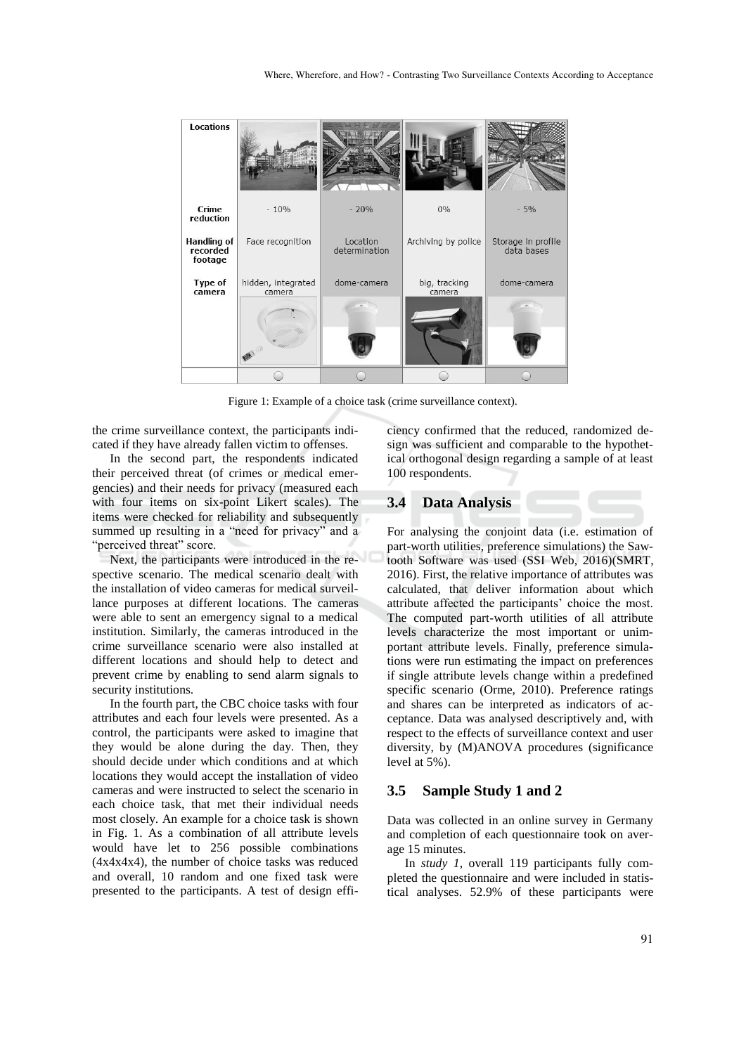| Locations | | | | |
|---|---|---|---|---|
| Crime reduction | - 10% | - 20% | 0% | - 5% |
| Handling of recorded footage | Face recognition | Location determination | Archiving by police | Storage in profile data bases |
| Type of camera | hidden, integrated camera | dome-camera | big, tracking camera | dome-camera |

Figure 1: Example of a choice task (crime surveillance context).

the crime surveillance context, the participants indicated if they have already fallen victim to offenses.

In the second part, the respondents indicated their perceived threat (of crimes or medical emergencies) and their needs for privacy (measured each with four items on six-point Likert scales). The items were checked for reliability and subsequently summed up resulting in a "need for privacy" and a "perceived threat" score.

Next, the participants were introduced in the respective scenario. The medical scenario dealt with the installation of video cameras for medical surveillance purposes at different locations. The cameras were able to sent an emergency signal to a medical institution. Similarly, the cameras introduced in the crime surveillance scenario were also installed at different locations and should help to detect and prevent crime by enabling to send alarm signals to security institutions.

In the fourth part, the CBC choice tasks with four attributes and each four levels were presented. As a control, the participants were asked to imagine that they would be alone during the day. Then, they should decide under which conditions and at which locations they would accept the installation of video cameras and were instructed to select the scenario in each choice task, that met their individual needs most closely. An example for a choice task is shown in Fig. 1. As a combination of all attribute levels would have let to 256 possible combinations (4x4x4x4), the number of choice tasks was reduced and overall, 10 random and one fixed task were presented to the participants. A test of design efficiency confirmed that the reduced, randomized design was sufficient and comparable to the hypothetical orthogonal design regarding a sample of at least 100 respondents.

### 3.4 Data Analysis

For analysing the conjoint data (i.e. estimation of part-worth utilities, preference simulations) the Sawtooth Software was used (SSI Web, 2016)(SMRT, 2016). First, the relative importance of attributes was calculated, that deliver information about which attribute affected the participants' choice the most. The computed part-worth utilities of all attribute levels characterize the most important or unimportant attribute levels. Finally, preference simulations were run estimating the impact on preferences if single attribute levels change within a predefined specific scenario (Orme, 2010). Preference ratings and shares can be interpreted as indicators of acceptance. Data was analysed descriptively and, with respect to the effects of surveillance context and user diversity, by (M)ANOVA procedures (significance level at 5%).

### 3.5 Sample Study 1 and 2

Data was collected in an online survey in Germany and completion of each questionnaire took on average 15 minutes.

In *study 1*, overall 119 participants fully completed the questionnaire and were included in statistical analyses. 52.9% of these participants were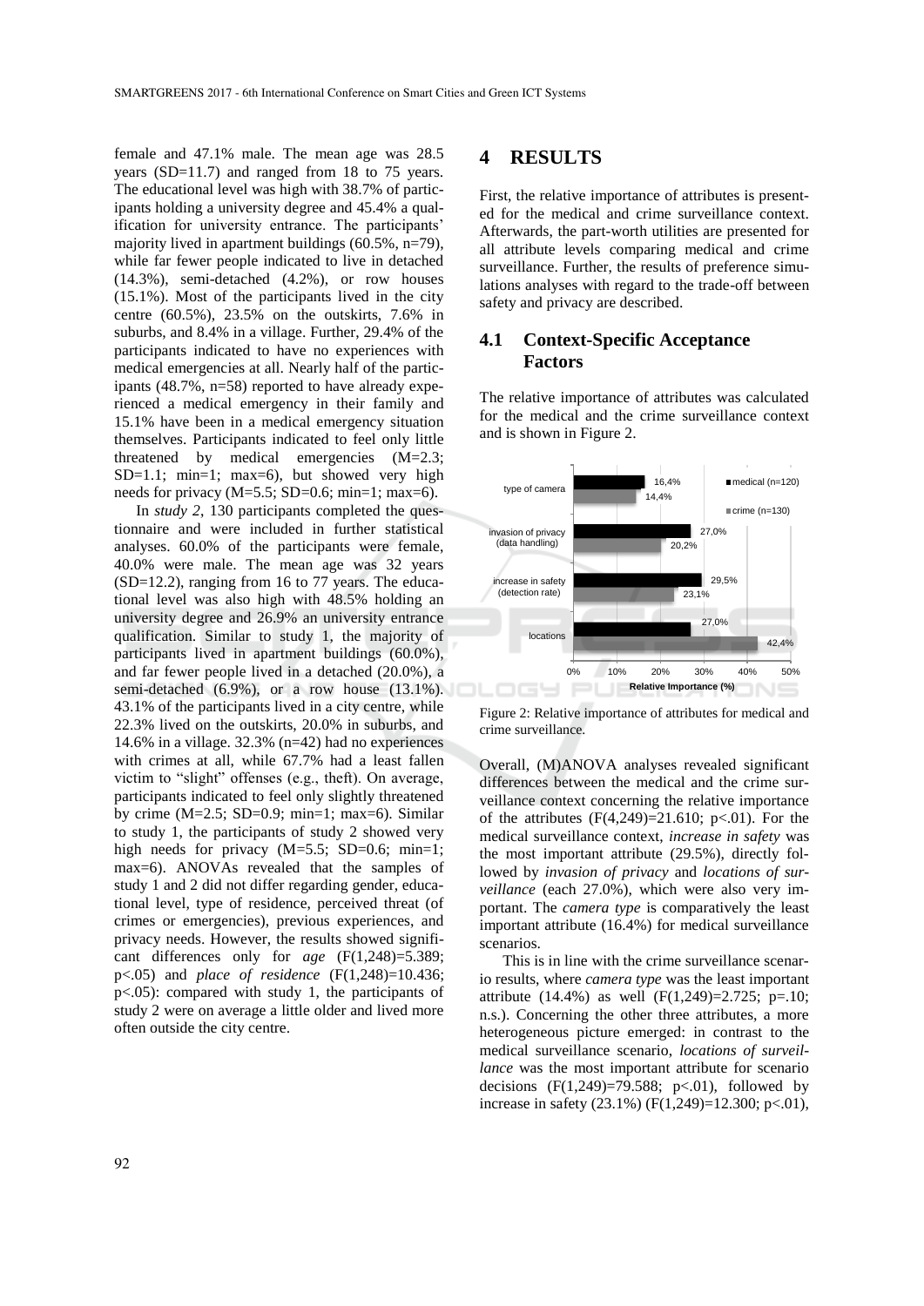female and 47.1% male. The mean age was 28.5 years (SD=11.7) and ranged from 18 to 75 years. The educational level was high with 38.7% of participants holding a university degree and 45.4% a qualification for university entrance. The participants' majority lived in apartment buildings (60.5%, n=79), while far fewer people indicated to live in detached (14.3%), semi-detached (4.2%), or row houses (15.1%). Most of the participants lived in the city centre (60.5%), 23.5% on the outskirts, 7.6% in suburbs, and 8.4% in a village. Further, 29.4% of the participants indicated to have no experiences with medical emergencies at all. Nearly half of the participants (48.7%, n=58) reported to have already experienced a medical emergency in their family and 15.1% have been in a medical emergency situation themselves. Participants indicated to feel only little threatened by medical emergencies (M=2.3; SD=1.1; min=1; max=6), but showed very high needs for privacy (M=5.5; SD=0.6; min=1; max=6).

In *study 2*, 130 participants completed the questionnaire and were included in further statistical analyses. 60.0% of the participants were female, 40.0% were male. The mean age was 32 years (SD=12.2), ranging from 16 to 77 years. The educational level was also high with 48.5% holding an university degree and 26.9% an university entrance qualification. Similar to study 1, the majority of participants lived in apartment buildings (60.0%), and far fewer people lived in a detached (20.0%), a semi-detached (6.9%), or a row house (13.1%). 43.1% of the participants lived in a city centre, while 22.3% lived on the outskirts, 20.0% in suburbs, and 14.6% in a village. 32.3% (n=42) had no experiences with crimes at all, while 67.7% had a least fallen victim to "slight" offenses (e.g., theft). On average, participants indicated to feel only slightly threatened by crime (M=2.5; SD=0.9; min=1; max=6). Similar to study 1, the participants of study 2 showed very high needs for privacy (M=5.5; SD=0.6; min=1; max=6). ANOVAs revealed that the samples of study 1 and 2 did not differ regarding gender, educational level, type of residence, perceived threat (of crimes or emergencies), previous experiences, and privacy needs. However, the results showed significant differences only for *age* ($F(1,248)=5.389$; $p<.05$) and *place of residence* ($F(1,248)=10.436$; $p<.05$): compared with study 1, the participants of study 2 were on average a little older and lived more often outside the city centre.

# 4 RESULTS

First, the relative importance of attributes is presented for the medical and crime surveillance context. Afterwards, the part-worth utilities are presented for all attribute levels comparing medical and crime surveillance. Further, the results of preference simulations analyses with regard to the trade-off between safety and privacy are described.

## 4.1 Context-Specific Acceptance Factors

The relative importance of attributes was calculated for the medical and the crime surveillance context and is shown in Figure 2.

| Attribute | medical (n=120) | crime (n=130) |
|---|---|---|
| type of camera | 16,4% | 14,4% |
| invasion of privacy (data handling) | 27,0% | 20,2% |
| increase in safety (detection rate) | 29,5% | 23,1% |
| locations | 27,0% | 42,4% |

Figure 2: Relative importance of attributes for medical and crime surveillance.

Overall, (M)ANOVA analyses revealed significant differences between the medical and the crime surveillance context concerning the relative importance of the attributes ($F(4,249)=21.610$; $p<.01$). For the medical surveillance context, *increase in safety* was the most important attribute (29.5%), directly followed by *invasion of privacy* and *locations of surveillance* (each 27.0%), which were also very important. The *camera type* is comparatively the least important attribute (16.4%) for medical surveillance scenarios.

This is in line with the crime surveillance scenario results, where *camera type* was the least important attribute (14.4%) as well ($F(1,249)=2.725$; $p=.10$; n.s.). Concerning the other three attributes, a more heterogeneous picture emerged: in contrast to the medical surveillance scenario, *locations of surveillance* was the most important attribute for scenario decisions ($F(1,249)=79.588$; $p<.01$), followed by increase in safety (23.1%) ($F(1,249)=12.300$; $p<.01$),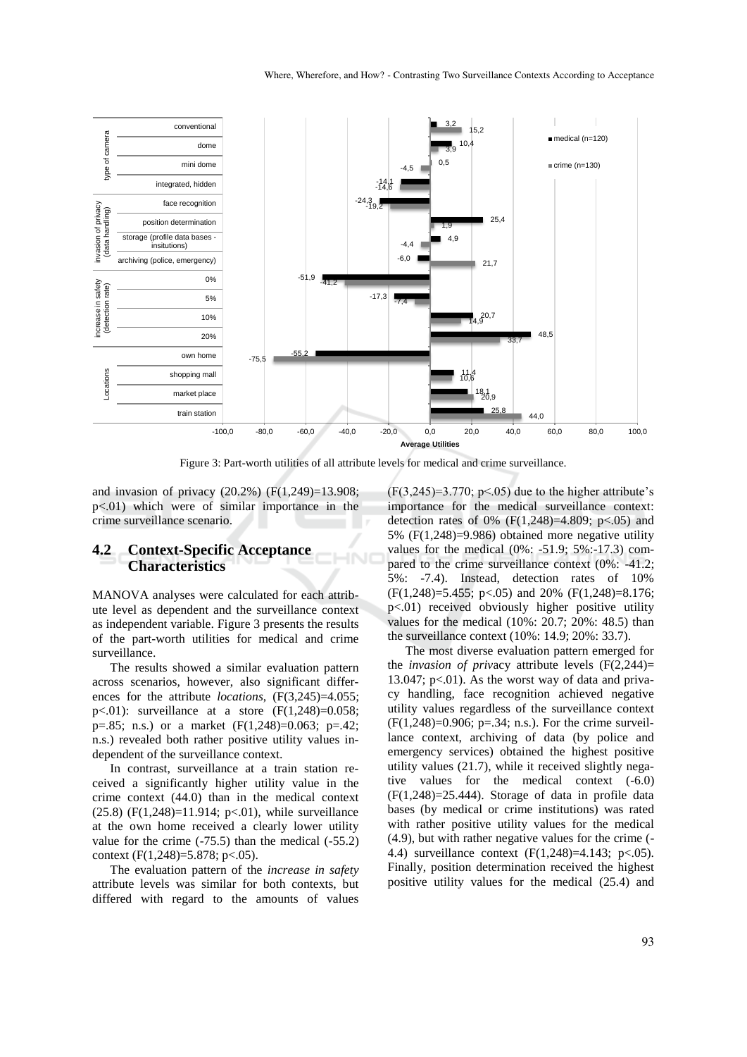Figure 3: Part-worth utilities of all attribute levels for medical and crime surveillance.

and invasion of privacy (20.2%) ($F(1,249)=13.908$; $p<.01$) which were of similar importance in the crime surveillance scenario.

### 4.2 Context-Specific Acceptance Characteristics

MANOVA analyses were calculated for each attribute level as dependent and the surveillance context as independent variable. Figure 3 presents the results of the part-worth utilities for medical and crime surveillance.

The results showed a similar evaluation pattern across scenarios, however, also significant differences for the attribute *locations*, ($F(3,245)=4.055$; $p<.01$): surveillance at a store ($F(1,248)=0.058$; $p=.85$; n.s.) or a market ($F(1,248)=0.063$; $p=.42$; n.s.) revealed both rather positive utility values independent of the surveillance context.

In contrast, surveillance at a train station received a significantly higher utility value in the crime context (44.0) than in the medical context (25.8) ($F(1,248)=11.914$; $p<.01$), while surveillance at the own home received a clearly lower utility value for the crime (-75.5) than the medical (-55.2) context ($F(1,248)=5.878$; $p<.05$).

The evaluation pattern of the *increase in safety* attribute levels was similar for both contexts, but differed with regard to the amounts of values ($F(3,245)=3.770$; $p<.05$) due to the higher attribute's importance for the medical surveillance context: detection rates of 0% ($F(1,248)=4.809$; $p<.05$) and 5% ($F(1,248)=9.986$) obtained more negative utility values for the medical (0%: -51.9; 5%:-17.3) compared to the crime surveillance context (0%: -41.2; 5%: -7.4). Instead, detection rates of 10% ($F(1,248)=5.455$; $p<.05$) and 20% ($F(1,248)=8.176$; $p<.01$) received obviously higher positive utility values for the medical (10%: 20.7; 20%: 48.5) than the surveillance context (10%: 14.9; 20%: 33.7).

The most diverse evaluation pattern emerged for the *invasion of privacy* attribute levels ($F(2,244)=13.047$; $p<.01$). As the worst way of data and privacy handling, face recognition achieved negative utility values regardless of the surveillance context ($F(1,248)=0.906$; $p=.34$; n.s.). For the crime surveillance context, archiving of data (by police and emergency services) obtained the highest positive utility values (21.7), while it received slightly negative values for the medical context (-6.0) ($F(1,248)=25.444$). Storage of data in profile data bases (by medical or crime institutions) was rated with rather positive utility values for the medical (4.9), but with rather negative values for the crime (-4.4) surveillance context ($F(1,248)=4.143$; $p<.05$). Finally, position determination received the highest positive utility values for the medical (25.4) and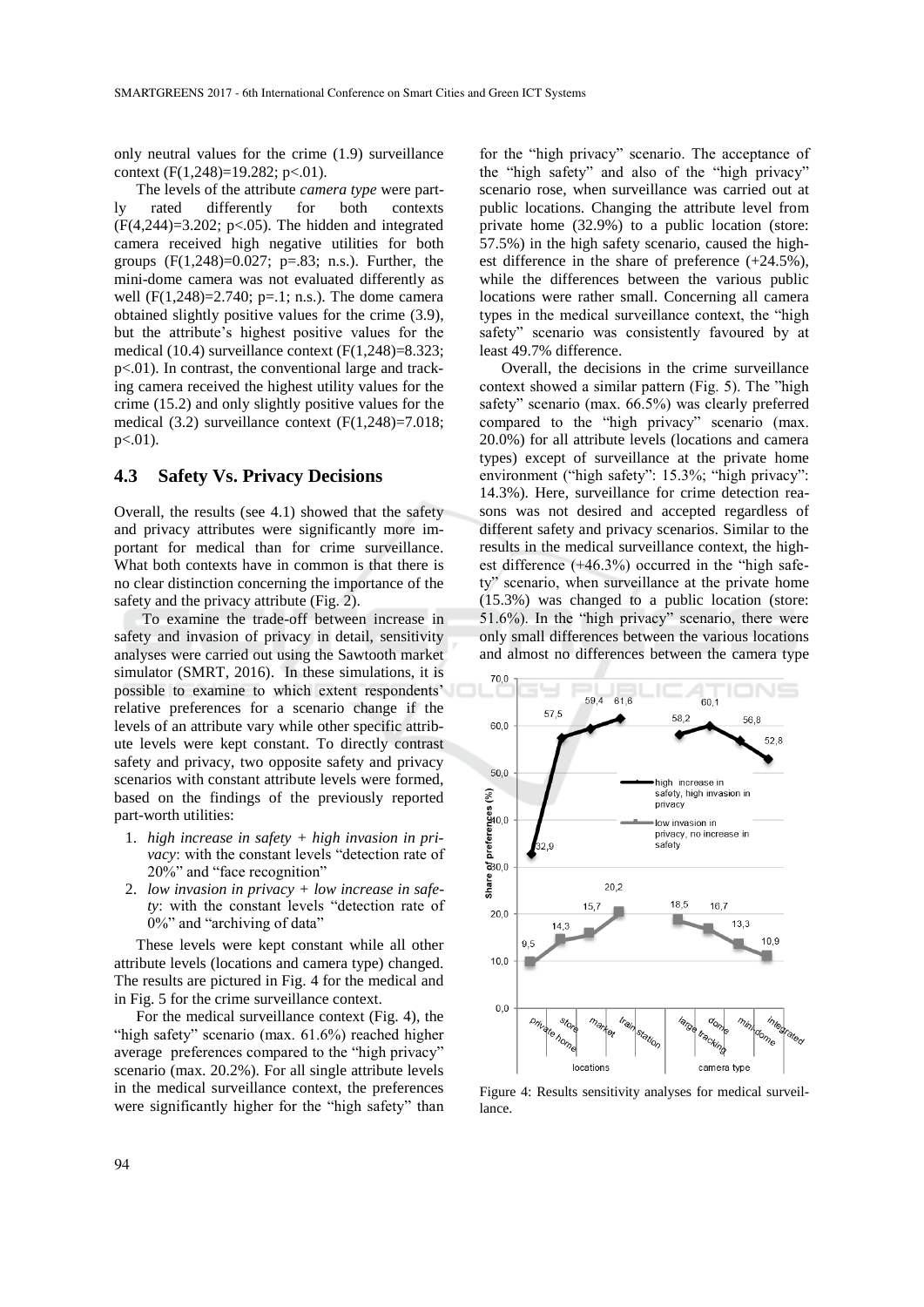only neutral values for the crime (1.9) surveillance context ($F(1,248)=19.282$; $p<.01$).

The levels of the attribute *camera type* were partly rated differently for both contexts ($F(4,244)=3.202$; $p<.05$). The hidden and integrated camera received high negative utilities for both groups ($F(1,248)=0.027$; $p=.83$; n.s.). Further, the mini-dome camera was not evaluated differently as well ($F(1,248)=2.740$; $p=.1$; n.s.). The dome camera obtained slightly positive values for the crime (3.9), but the attribute's highest positive values for the medical (10.4) surveillance context ($F(1,248)=8.323$; $p<.01$). In contrast, the conventional large and tracking camera received the highest utility values for the crime (15.2) and only slightly positive values for the medical (3.2) surveillance context ($F(1,248)=7.018$; $p<.01$).

### 4.3 Safety Vs. Privacy Decisions

Overall, the results (see 4.1) showed that the safety and privacy attributes were significantly more important for medical than for crime surveillance. What both contexts have in common is that there is no clear distinction concerning the importance of the safety and the privacy attribute (Fig. 2).

To examine the trade-off between increase in safety and invasion of privacy in detail, sensitivity analyses were carried out using the Sawtooth market simulator (SMRT, 2016). In these simulations, it is possible to examine to which extent respondents' relative preferences for a scenario change if the levels of an attribute vary while other specific attribute levels were kept constant. To directly contrast safety and privacy, two opposite safety and privacy scenarios with constant attribute levels were formed, based on the findings of the previously reported part-worth utilities:

1. *high increase in safety + high invasion in privacy*: with the constant levels "detection rate of 20%" and "face recognition"
2. *low invasion in privacy + low increase in safety*: with the constant levels "detection rate of 0%" and "archiving of data"

These levels were kept constant while all other attribute levels (locations and camera type) changed. The results are pictured in Fig. 4 for the medical and in Fig. 5 for the crime surveillance context.

For the medical surveillance context (Fig. 4), the "high safety" scenario (max. 61.6%) reached higher average preferences compared to the "high privacy" scenario (max. 20.2%). For all single attribute levels in the medical surveillance context, the preferences were significantly higher for the "high safety" than for the "high privacy" scenario. The acceptance of the "high safety" and also of the "high privacy" scenario rose, when surveillance was carried out at public locations. Changing the attribute level from private home (32.9%) to a public location (store: 57.5%) in the high safety scenario, caused the highest difference in the share of preference (+24.5%), while the differences between the various public locations were rather small. Concerning all camera types in the medical surveillance context, the "high safety" scenario was consistently favoured by at least 49.7% difference.

Overall, the decisions in the crime surveillance context showed a similar pattern (Fig. 5). The "high safety" scenario (max. 66.5%) was clearly preferred compared to the "high privacy" scenario (max. 20.0%) for all attribute levels (locations and camera types) except of surveillance at the private home environment ("high safety": 15.3%; "high privacy": 14.3%). Here, surveillance for crime detection reasons was not desired and accepted regardless of different safety and privacy scenarios. Similar to the results in the medical surveillance context, the highest difference (+46.3%) occurred in the "high safety" scenario, when surveillance at the private home (15.3%) was changed to a public location (store: 51.6%). In the "high privacy" scenario, there were only small differences between the various locations and almost no differences between the camera type

Figure 4: Results sensitivity analyses for medical surveillance.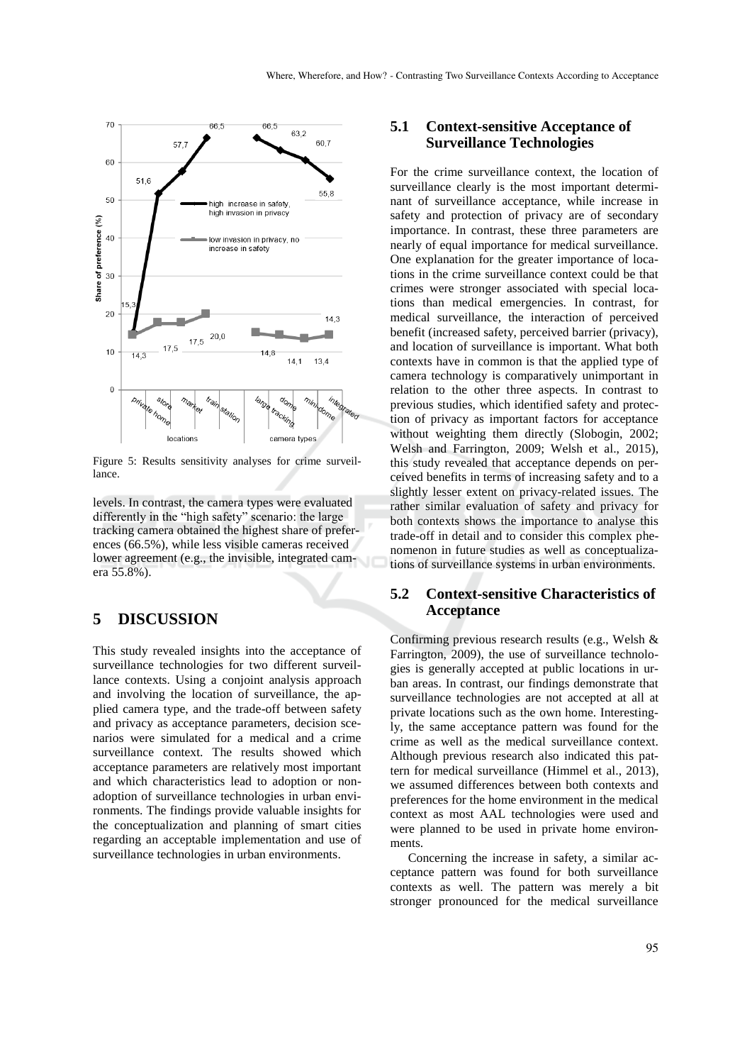Figure 5: Results sensitivity analyses for crime surveillance.

levels. In contrast, the camera types were evaluated differently in the "high safety" scenario: the large tracking camera obtained the highest share of preferences (66.5%), while less visible cameras received lower agreement (e.g., the invisible, integrated camera 55.8%).

## 5 DISCUSSION

This study revealed insights into the acceptance of surveillance technologies for two different surveillance contexts. Using a conjoint analysis approach and involving the location of surveillance, the applied camera type, and the trade-off between safety and privacy as acceptance parameters, decision scenarios were simulated for a medical and a crime surveillance context. The results showed which acceptance parameters are relatively most important and which characteristics lead to adoption or non-adoption of surveillance technologies in urban environments. The findings provide valuable insights for the conceptualization and planning of smart cities regarding an acceptable implementation and use of surveillance technologies in urban environments.

### 5.1 Context-sensitive Acceptance of Surveillance Technologies

For the crime surveillance context, the location of surveillance clearly is the most important determinant of surveillance acceptance, while increase in safety and protection of privacy are of secondary importance. In contrast, these three parameters are nearly of equal importance for medical surveillance. One explanation for the greater importance of locations in the crime surveillance context could be that crimes were stronger associated with special locations than medical emergencies. In contrast, for medical surveillance, the interaction of perceived benefit (increased safety, perceived barrier (privacy), and location of surveillance is important. What both contexts have in common is that the applied type of camera technology is comparatively unimportant in relation to the other three aspects. In contrast to previous studies, which identified safety and protection of privacy as important factors for acceptance without weighting them directly (Slobogin, 2002; Welsh and Farrington, 2009; Welsh et al., 2015), this study revealed that acceptance depends on perceived benefits in terms of increasing safety and to a slightly lesser extent on privacy-related issues. The rather similar evaluation of safety and privacy for both contexts shows the importance to analyse this trade-off in detail and to consider this complex phenomenon in future studies as well as conceptualizations of surveillance systems in urban environments.

### 5.2 Context-sensitive Characteristics of Acceptance

Confirming previous research results (e.g., Welsh & Farrington, 2009), the use of surveillance technologies is generally accepted at public locations in urban areas. In contrast, our findings demonstrate that surveillance technologies are not accepted at all at private locations such as the own home. Interestingly, the same acceptance pattern was found for the crime as well as the medical surveillance context. Although previous research also indicated this pattern for medical surveillance (Himmel et al., 2013), we assumed differences between both contexts and preferences for the home environment in the medical context as most AAL technologies were used and were planned to be used in private home environments.

Concerning the increase in safety, a similar acceptance pattern was found for both surveillance contexts as well. The pattern was merely a bit stronger pronounced for the medical surveillance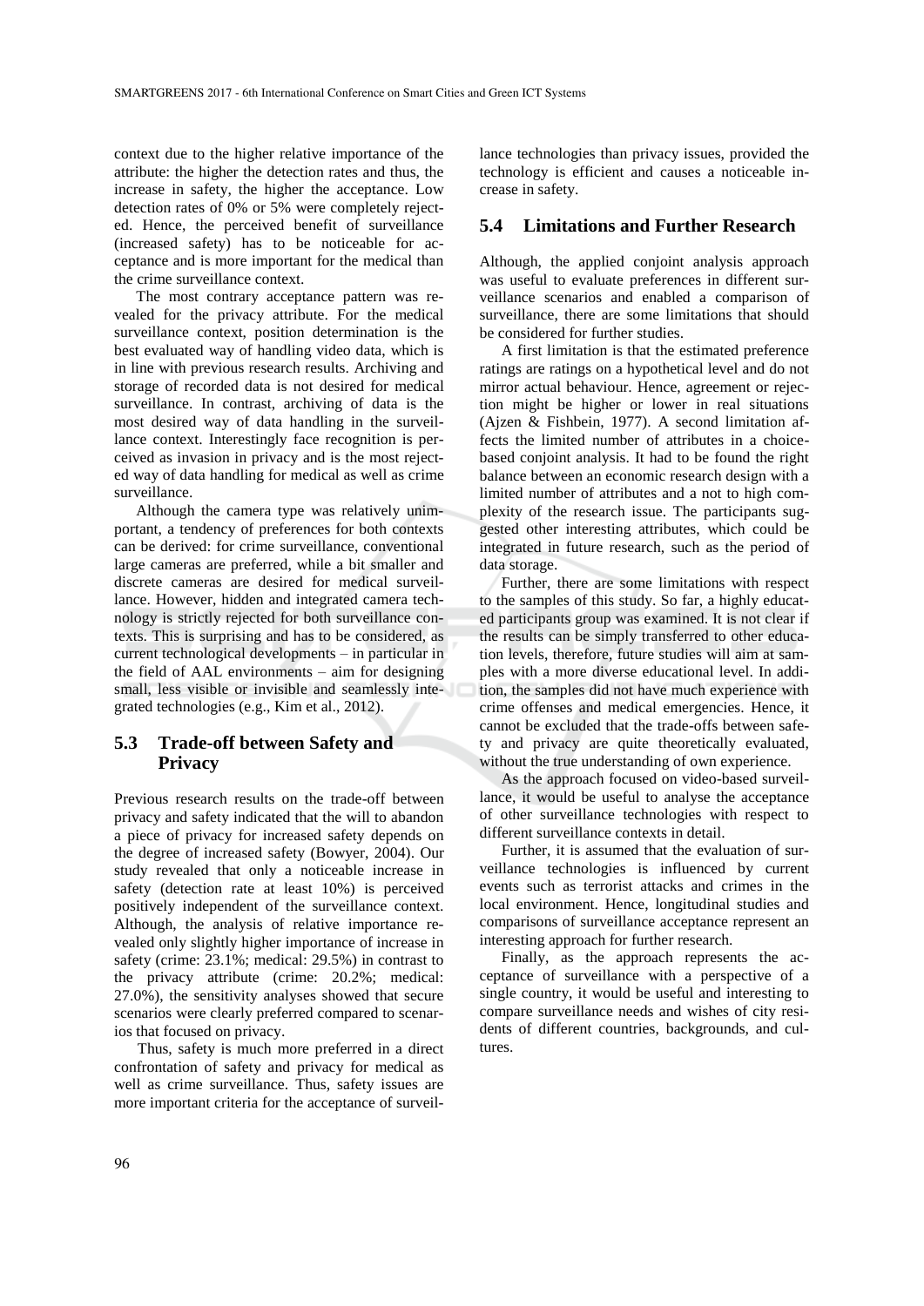context due to the higher relative importance of the attribute: the higher the detection rates and thus, the increase in safety, the higher the acceptance. Low detection rates of 0% or 5% were completely rejected. Hence, the perceived benefit of surveillance (increased safety) has to be noticeable for acceptance and is more important for the medical than the crime surveillance context.

The most contrary acceptance pattern was revealed for the privacy attribute. For the medical surveillance context, position determination is the best evaluated way of handling video data, which is in line with previous research results. Archiving and storage of recorded data is not desired for medical surveillance. In contrast, archiving of data is the most desired way of data handling in the surveillance context. Interestingly face recognition is perceived as invasion in privacy and is the most rejected way of data handling for medical as well as crime surveillance.

Although the camera type was relatively unimportant, a tendency of preferences for both contexts can be derived: for crime surveillance, conventional large cameras are preferred, while a bit smaller and discrete cameras are desired for medical surveillance. However, hidden and integrated camera technology is strictly rejected for both surveillance contexts. This is surprising and has to be considered, as current technological developments – in particular in the field of AAL environments – aim for designing small, less visible or invisible and seamlessly integrated technologies (e.g., Kim et al., 2012).

### 5.3 Trade-off between Safety and Privacy

Previous research results on the trade-off between privacy and safety indicated that the will to abandon a piece of privacy for increased safety depends on the degree of increased safety (Bowyer, 2004). Our study revealed that only a noticeable increase in safety (detection rate at least 10%) is perceived positively independent of the surveillance context. Although, the analysis of relative importance revealed only slightly higher importance of increase in safety (crime: 23.1%; medical: 29.5%) in contrast to the privacy attribute (crime: 20.2%; medical: 27.0%), the sensitivity analyses showed that secure scenarios were clearly preferred compared to scenarios that focused on privacy.

Thus, safety is much more preferred in a direct confrontation of safety and privacy for medical as well as crime surveillance. Thus, safety issues are more important criteria for the acceptance of surveillance technologies than privacy issues, provided the technology is efficient and causes a noticeable increase in safety.

### 5.4 Limitations and Further Research

Although, the applied conjoint analysis approach was useful to evaluate preferences in different surveillance scenarios and enabled a comparison of surveillance, there are some limitations that should be considered for further studies.

A first limitation is that the estimated preference ratings are ratings on a hypothetical level and do not mirror actual behaviour. Hence, agreement or rejection might be higher or lower in real situations (Ajzen & Fishbein, 1977). A second limitation affects the limited number of attributes in a choice-based conjoint analysis. It had to be found the right balance between an economic research design with a limited number of attributes and a not to high complexity of the research issue. The participants suggested other interesting attributes, which could be integrated in future research, such as the period of data storage.

Further, there are some limitations with respect to the samples of this study. So far, a highly educated participants group was examined. It is not clear if the results can be simply transferred to other education levels, therefore, future studies will aim at samples with a more diverse educational level. In addition, the samples did not have much experience with crime offenses and medical emergencies. Hence, it cannot be excluded that the trade-offs between safety and privacy are quite theoretically evaluated, without the true understanding of own experience.

As the approach focused on video-based surveillance, it would be useful to analyse the acceptance of other surveillance technologies with respect to different surveillance contexts in detail.

Further, it is assumed that the evaluation of surveillance technologies is influenced by current events such as terrorist attacks and crimes in the local environment. Hence, longitudinal studies and comparisons of surveillance acceptance represent an interesting approach for further research.

Finally, as the approach represents the acceptance of surveillance with a perspective of a single country, it would be useful and interesting to compare surveillance needs and wishes of city residents of different countries, backgrounds, and cultures.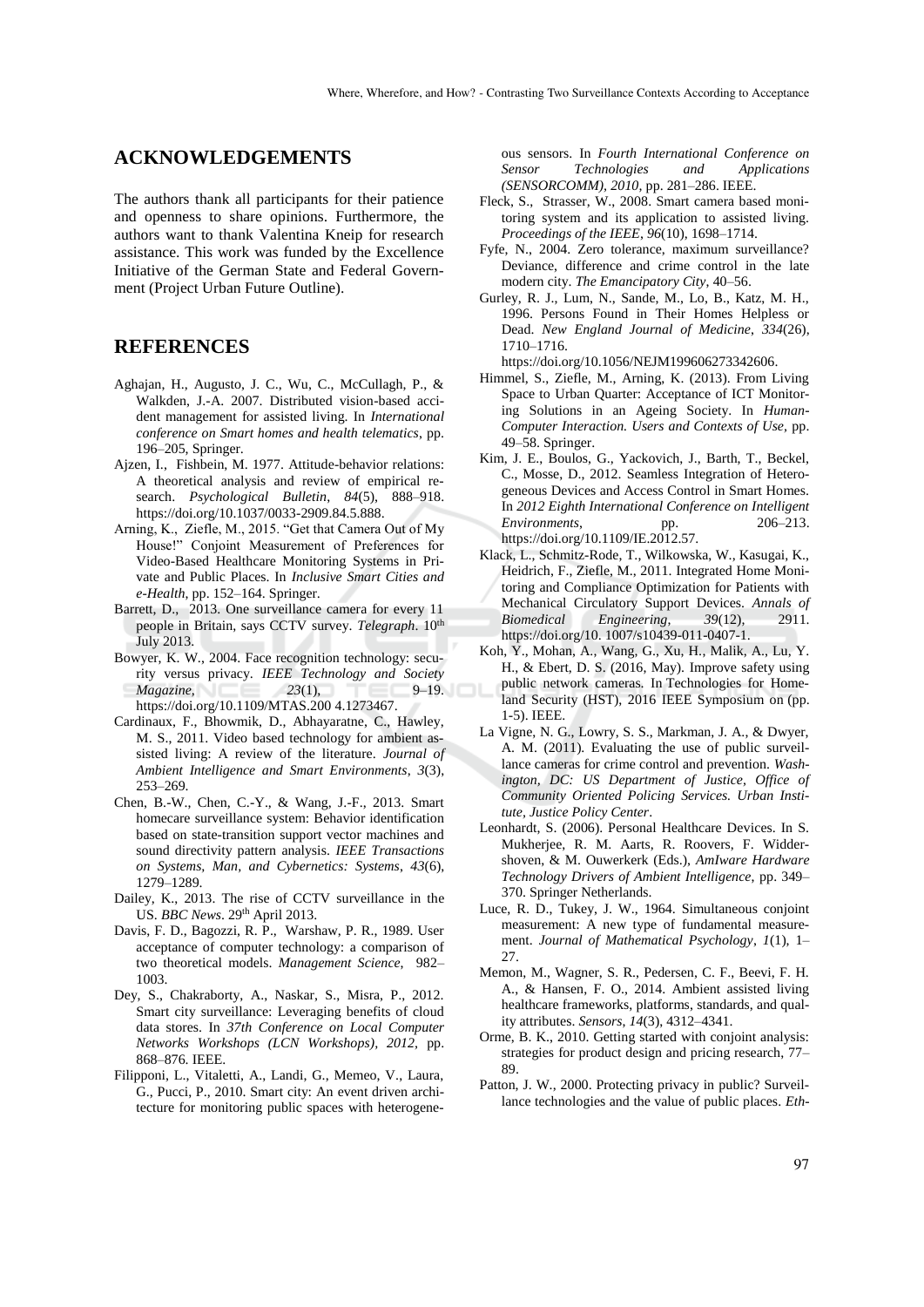## ACKNOWLEDGEMENTS

The authors thank all participants for their patience and openness to share opinions. Furthermore, the authors want to thank Valentina Kneip for research assistance. This work was funded by the Excellence Initiative of the German State and Federal Government (Project Urban Future Outline).

## REFERENCES

Aghajan, H., Augusto, J. C., Wu, C., McCullagh, P., & Walkden, J.-A. 2007. Distributed vision-based accident management for assisted living. In *International conference on Smart homes and health telematics*, pp. 196–205, Springer.

Ajzen, I., Fishbein, M. 1977. Attitude-behavior relations: A theoretical analysis and review of empirical research. *Psychological Bulletin*, *84*(5), 888–918. https://doi.org/10.1037/0033-2909.84.5.888.

Arning, K., Ziefle, M., 2015. "Get that Camera Out of My House!" Conjoint Measurement of Preferences for Video-Based Healthcare Monitoring Systems in Private and Public Places. In *Inclusive Smart Cities and e-Health*, pp. 152–164. Springer.

Barrett, D., 2013. One surveillance camera for every 11 people in Britain, says CCTV survey. *Telegraph*. 10th July 2013.

Bowyer, K. W., 2004. Face recognition technology: security versus privacy. *IEEE Technology and Society Magazine*, *23*(1), 9–19. https://doi.org/10.1109/MTAS.200 4.1273467.

Cardinaux, F., Bhowmik, D., Abhayaratne, C., Hawley, M. S., 2011. Video based technology for ambient assisted living: A review of the literature. *Journal of Ambient Intelligence and Smart Environments*, *3*(3), 253–269.

Chen, B.-W., Chen, C.-Y., & Wang, J.-F., 2013. Smart homecare surveillance system: Behavior identification based on state-transition support vector machines and sound directivity pattern analysis. *IEEE Transactions on Systems, Man, and Cybernetics: Systems*, *43*(6), 1279–1289.

Dailey, K., 2013. The rise of CCTV surveillance in the US. *BBC News*. 29th April 2013.

Davis, F. D., Bagozzi, R. P., Warshaw, P. R., 1989. User acceptance of computer technology: a comparison of two theoretical models. *Management Science*, 982–1003.

Dey, S., Chakraborty, A., Naskar, S., Misra, P., 2012. Smart city surveillance: Leveraging benefits of cloud data stores. In *37th Conference on Local Computer Networks Workshops (LCN Workshops), 2012*, pp. 868–876. IEEE.

Filipponi, L., Vitaletti, A., Landi, G., Memeo, V., Laura, G., Pucci, P., 2010. Smart city: An event driven architecture for monitoring public spaces with heterogeneous sensors. In *Fourth International Conference on Sensor Technologies and Applications (SENSORCOMM), 2010*, pp. 281–286. IEEE.

Fleck, S., Strasser, W., 2008. Smart camera based monitoring system and its application to assisted living. *Proceedings of the IEEE*, *96*(10), 1698–1714.

Fyfe, N., 2004. Zero tolerance, maximum surveillance? Deviance, difference and crime control in the late modern city. *The Emancipatory City*, 40–56.

Gurley, R. J., Lum, N., Sande, M., Lo, B., Katz, M. H., 1996. Persons Found in Their Homes Helpless or Dead. *New England Journal of Medicine*, *334*(26), 1710–1716. https://doi.org/10.1056/NEJM199606273342606.

Himmel, S., Ziefle, M., Arning, K. (2013). From Living Space to Urban Quarter: Acceptance of ICT Monitoring Solutions in an Ageing Society. In *Human-Computer Interaction. Users and Contexts of Use*, pp. 49–58. Springer.

Kim, J. E., Boulos, G., Yackovich, J., Barth, T., Beckel, C., Mosse, D., 2012. Seamless Integration of Heterogeneous Devices and Access Control in Smart Homes. In *2012 Eighth International Conference on Intelligent Environments*, pp. 206–213. https://doi.org/10.1109/IE.2012.57.

Klack, L., Schmitz-Rode, T., Wilkowska, W., Kasugai, K., Heidrich, F., Ziefle, M., 2011. Integrated Home Monitoring and Compliance Optimization for Patients with Mechanical Circulatory Support Devices. *Annals of Biomedical Engineering*, *39*(12), 2911. https://doi.org/10. 1007/s10439-011-0407-1.

Koh, Y., Mohan, A., Wang, G., Xu, H., Malik, A., Lu, Y. H., & Ebert, D. S. (2016, May). Improve safety using public network cameras. In Technologies for Homeland Security (HST), 2016 IEEE Symposium on (pp. 1-5). IEEE.

La Vigne, N. G., Lowry, S. S., Markman, J. A., & Dwyer, A. M. (2011). Evaluating the use of public surveillance cameras for crime control and prevention. *Washington, DC: US Department of Justice, Office of Community Oriented Policing Services. Urban Institute, Justice Policy Center*.

Leonhardt, S. (2006). Personal Healthcare Devices. In S. Mukherjee, R. M. Aarts, R. Roovers, F. Widdershoven, & M. Ouwerkerk (Eds.), *AmIware Hardware Technology Drivers of Ambient Intelligence*, pp. 349–370. Springer Netherlands.

Luce, R. D., Tukey, J. W., 1964. Simultaneous conjoint measurement: A new type of fundamental measurement. *Journal of Mathematical Psychology*, *1*(1), 1–27.

Memon, M., Wagner, S. R., Pedersen, C. F., Beevi, F. H. A., & Hansen, F. O., 2014. Ambient assisted living healthcare frameworks, platforms, standards, and quality attributes. *Sensors*, *14*(3), 4312–4341.

Orme, B. K., 2010. Getting started with conjoint analysis: strategies for product design and pricing research, 77–89.

Patton, J. W., 2000. Protecting privacy in public? Surveillance technologies and the value of public places. *Eth-*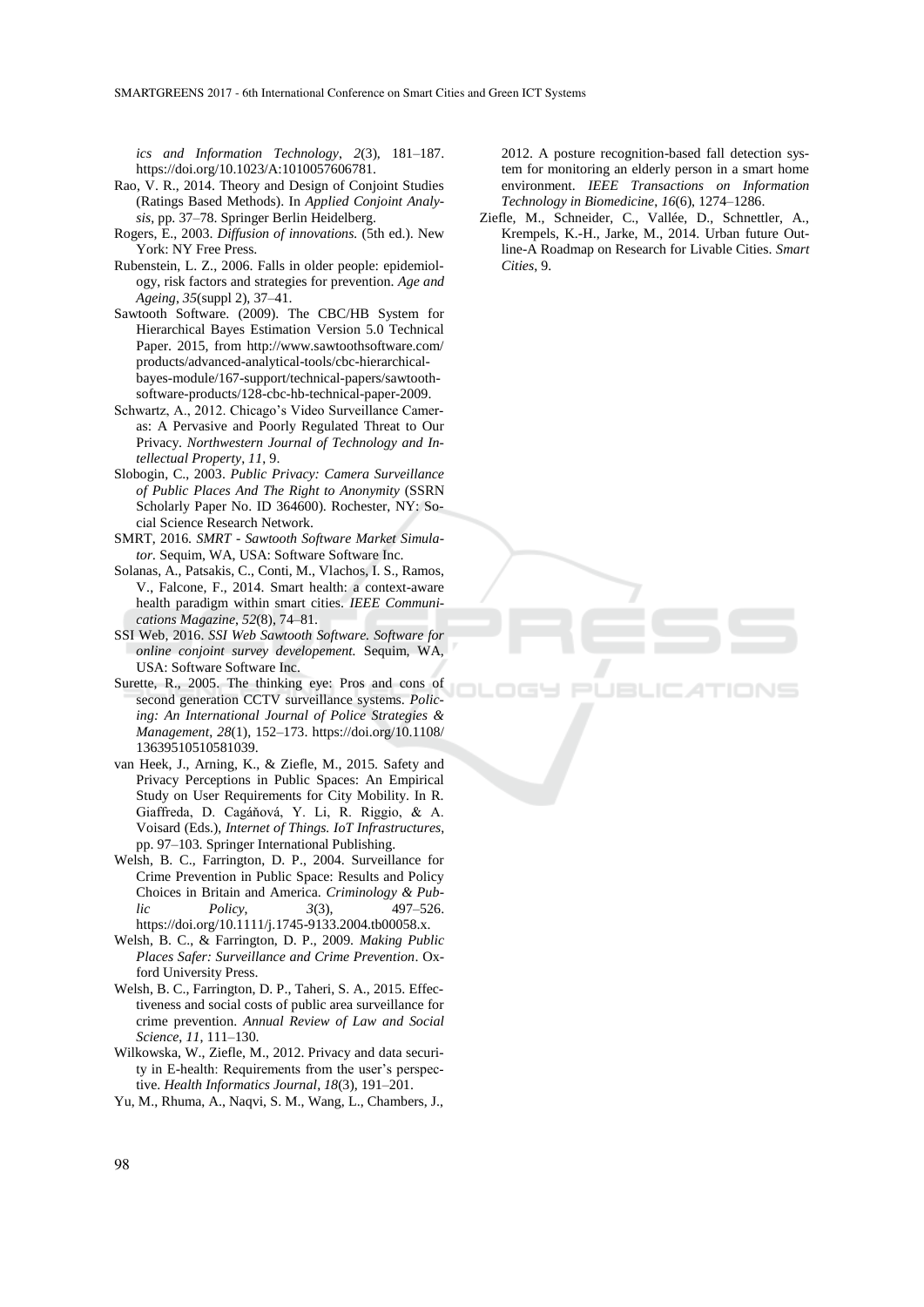*ics and Information Technology*, *2*(3), 181–187. https://doi.org/10.1023/A:1010057606781.

Rao, V. R., 2014. Theory and Design of Conjoint Studies (Ratings Based Methods). In *Applied Conjoint Analysis*, pp. 37–78. Springer Berlin Heidelberg.

Rogers, E., 2003. *Diffusion of innovations.* (5th ed.). New York: NY Free Press.

Rubenstein, L. Z., 2006. Falls in older people: epidemiology, risk factors and strategies for prevention. *Age and Ageing*, *35*(suppl 2), 37–41.

Sawtooth Software. (2009). The CBC/HB System for Hierarchical Bayes Estimation Version 5.0 Technical Paper. 2015, from http://www.sawtoothsoftware.com/products/advanced-analytical-tools/cbc-hierarchical-bayes-module/167-support/technical-papers/sawtooth-software-products/128-cbc-hb-technical-paper-2009.

Schwartz, A., 2012. Chicago's Video Surveillance Cameras: A Pervasive and Poorly Regulated Threat to Our Privacy. *Northwestern Journal of Technology and Intellectual Property*, *11*, 9.

Slobogin, C., 2003. *Public Privacy: Camera Surveillance of Public Places And The Right to Anonymity* (SSRN Scholarly Paper No. ID 364600). Rochester, NY: Social Science Research Network.

SMRT, 2016. *SMRT - Sawtooth Software Market Simulator*. Sequim, WA, USA: Software Software Inc.

Solanas, A., Patsakis, C., Conti, M., Vlachos, I. S., Ramos, V., Falcone, F., 2014. Smart health: a context-aware health paradigm within smart cities. *IEEE Communications Magazine*, *52*(8), 74–81.

SSI Web, 2016. *SSI Web Sawtooth Software. Software for online conjoint survey developement.* Sequim, WA, USA: Software Software Inc.

Surette, R., 2005. The thinking eye: Pros and cons of second generation CCTV surveillance systems. *Policing: An International Journal of Police Strategies & Management*, *28*(1), 152–173. https://doi.org/10.1108/13639510510581039.

van Heek, J., Arning, K., & Ziefle, M., 2015. Safety and Privacy Perceptions in Public Spaces: An Empirical Study on User Requirements for City Mobility. In R. Giaffreda, D. Cagáňová, Y. Li, R. Riggio, & A. Voisard (Eds.), *Internet of Things. IoT Infrastructures*, pp. 97–103. Springer International Publishing.

Welsh, B. C., Farrington, D. P., 2004. Surveillance for Crime Prevention in Public Space: Results and Policy Choices in Britain and America. *Criminology & Public Policy*, *3*(3), 497–526. https://doi.org/10.1111/j.1745-9133.2004.tb00058.x.

Welsh, B. C., & Farrington, D. P., 2009. *Making Public Places Safer: Surveillance and Crime Prevention*. Oxford University Press.

Welsh, B. C., Farrington, D. P., Taheri, S. A., 2015. Effectiveness and social costs of public area surveillance for crime prevention. *Annual Review of Law and Social Science*, *11*, 111–130.

Wilkowska, W., Ziefle, M., 2012. Privacy and data security in E-health: Requirements from the user's perspective. *Health Informatics Journal*, *18*(3), 191–201.

Yu, M., Rhuma, A., Naqvi, S. M., Wang, L., Chambers, J., 2012. A posture recognition-based fall detection system for monitoring an elderly person in a smart home environment. *IEEE Transactions on Information Technology in Biomedicine*, *16*(6), 1274–1286.

Ziefle, M., Schneider, C., Vallée, D., Schnettler, A., Krempels, K.-H., Jarke, M., 2014. Urban future Outline-A Roadmap on Research for Livable Cities. *Smart Cities*, 9.